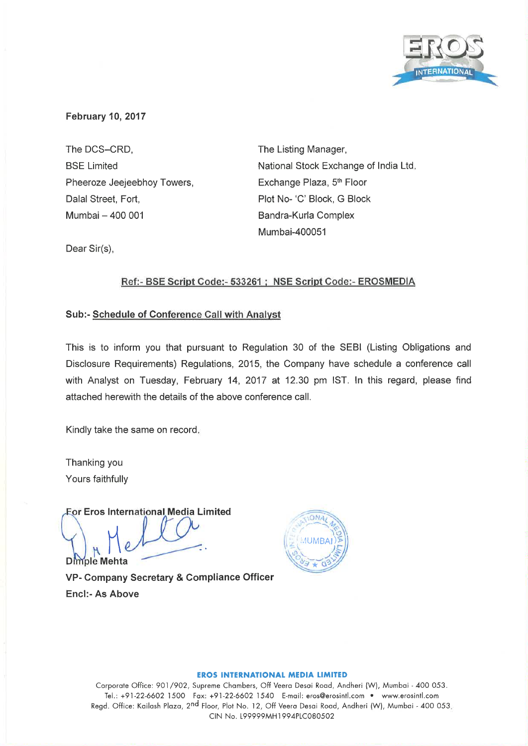February 10, 2017

The DCS–CRD,
BSE Limited
Pheeroze Jeejeebhoy Towers,
Dalal Street, Fort,
Mumbai – 400 001

The Listing Manager,
National Stock Exchange of India Ltd.
Exchange Plaza, 5th Floor
Plot No- 'C' Block, G Block
Bandra-Kurla Complex
Mumbai-400051

Dear Sir(s),

**Ref:- BSE Script Code:- 533261 ; NSE Script Code:- EROSMEDIA**

**Sub:- Schedule of Conference Call with Analyst**

This is to inform you that pursuant to Regulation 30 of the SEBI (Listing Obligations and Disclosure Requirements) Regulations, 2015, the Company have schedule a conference call with Analyst on Tuesday, February 14, 2017 at 12.30 pm IST. In this regard, please find attached herewith the details of the above conference call.

Kindly take the same on record.

Thanking you
Yours faithfully

**For Eros International Media Limited**

**Dimple Mehta**
**VP- Company Secretary & Compliance Officer**
**Encl:- As Above**

**EROS INTERNATIONAL MEDIA LIMITED**
Corporate Office: 901/902, Supreme Chambers, Off Veera Desai Road, Andheri (W), Mumbai - 400 053.
Tel.: +91-22-6602 1500 Fax: +91-22-6602 1540 E-mail: eros@erosintl.com • www.erosintl.com
Regd. Office: Kailash Plaza, 2nd Floor, Plot No. 12, Off Veera Desai Road, Andheri (W), Mumbai - 400 053.
CIN No. L99999MH1994PLC080502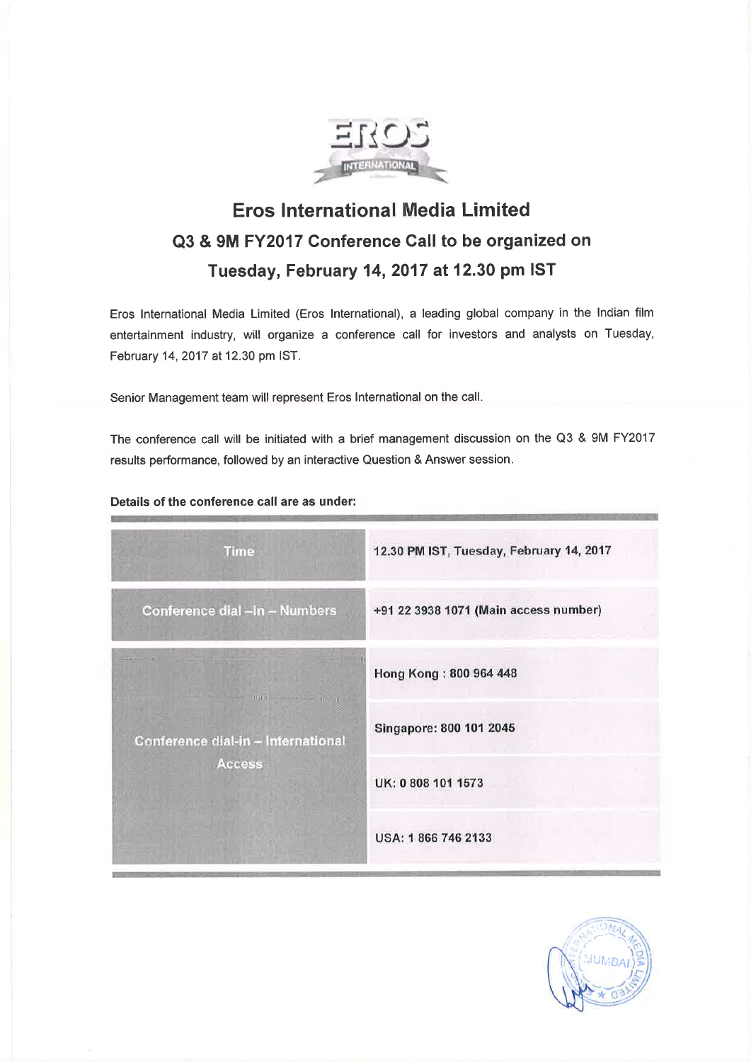# Eros International Media Limited

## Q3 & 9M FY2017 Conference Call to be organized on Tuesday, February 14, 2017 at 12.30 pm IST

Eros International Media Limited (Eros International), a leading global company in the Indian film entertainment industry, will organize a conference call for investors and analysts on Tuesday, February 14, 2017 at 12.30 pm IST.

Senior Management team will represent Eros International on the call.

The conference call will be initiated with a brief management discussion on the Q3 & 9M FY2017 results performance, followed by an interactive Question & Answer session.

**Details of the conference call are as under:**

| | |
|---|---|
| Time | 12.30 PM IST, Tuesday, February 14, 2017 |
| Conference dial –in – Numbers | +91 22 3938 1071 (Main access number) |
| Conference dial-in – International Access | Hong Kong : 800 964 448 |
| | Singapore: 800 101 2045 |
| | UK: 0 808 101 1573 |
| | USA: 1 866 746 2133 |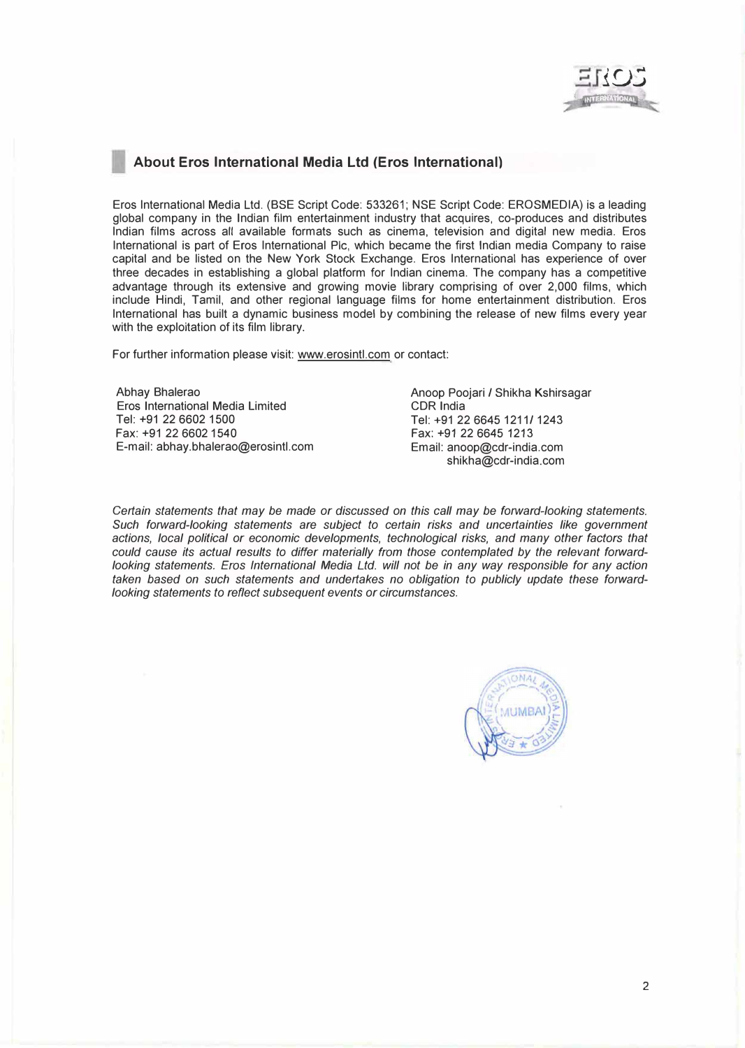## About Eros International Media Ltd (Eros International)

Eros International Media Ltd. (BSE Script Code: 533261; NSE Script Code: EROSMEDIA) is a leading global company in the Indian film entertainment industry that acquires, co-produces and distributes Indian films across all available formats such as cinema, television and digital new media. Eros International is part of Eros International Plc, which became the first Indian media Company to raise capital and be listed on the New York Stock Exchange. Eros International has experience of over three decades in establishing a global platform for Indian cinema. The company has a competitive advantage through its extensive and growing movie library comprising of over 2,000 films, which include Hindi, Tamil, and other regional language films for home entertainment distribution. Eros International has built a dynamic business model by combining the release of new films every year with the exploitation of its film library.

For further information please visit: www.erosintl.com or contact:

Abhay Bhalerao
Eros International Media Limited
Tel: +91 22 6602 1500
Fax: +91 22 6602 1540
E-mail: abhay.bhalerao@erosintl.com

Anoop Poojari / Shikha Kshirsagar
CDR India
Tel: +91 22 6645 1211/ 1243
Fax: +91 22 6645 1213
Email: anoop@cdr-india.com
shikha@cdr-india.com

*Certain statements that may be made or discussed on this call may be forward-looking statements. Such forward-looking statements are subject to certain risks and uncertainties like government actions, local political or economic developments, technological risks, and many other factors that could cause its actual results to differ materially from those contemplated by the relevant forward-looking statements. Eros International Media Ltd. will not be in any way responsible for any action taken based on such statements and undertakes no obligation to publicly update these forward-looking statements to reflect subsequent events or circumstances.*